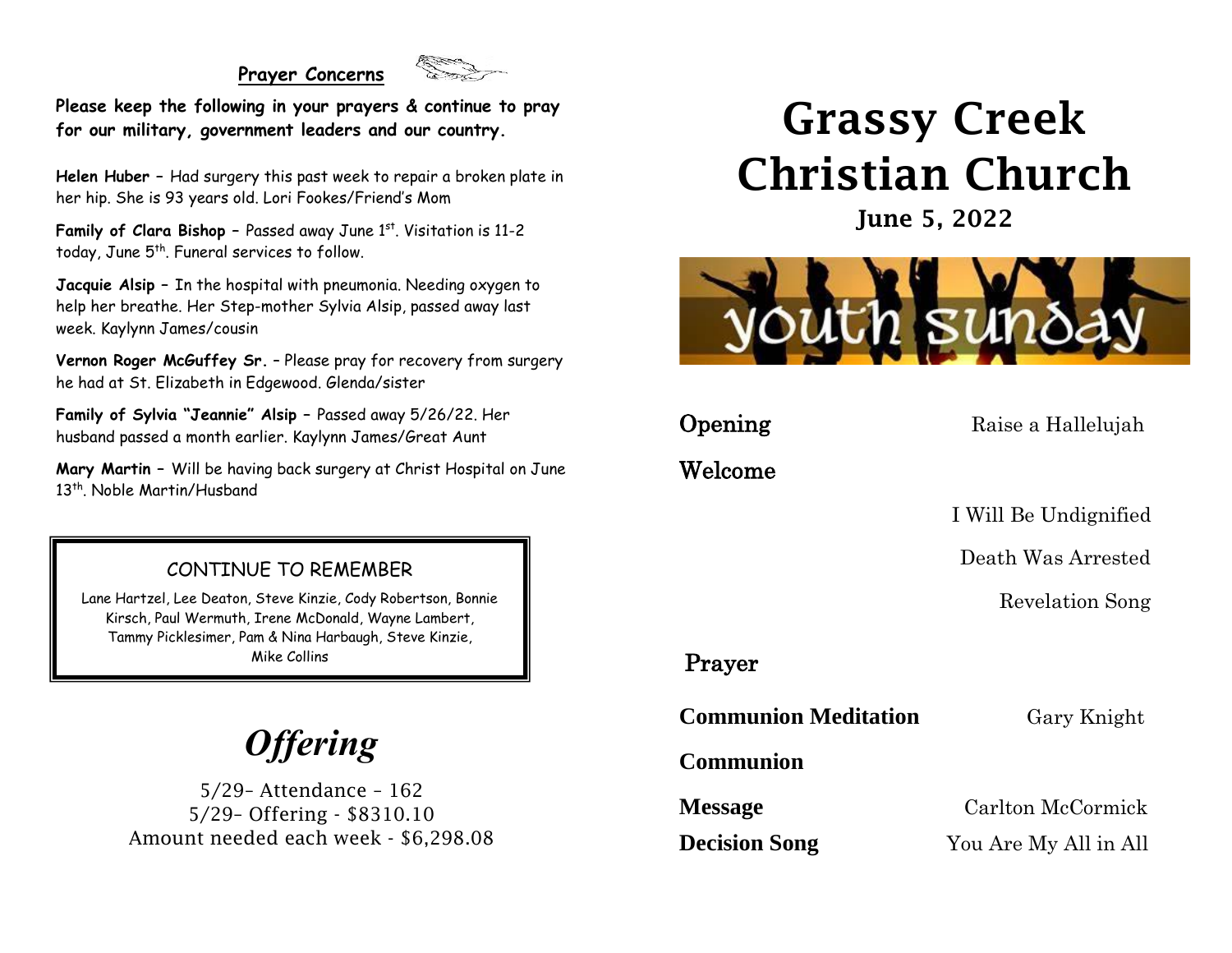## Prayer Concerns

**Please keep the following in your prayers & continue to pray for our military, government leaders and our country.**

**Helen Huber** – Had surgery this past week to repair a broken plate in her hip. She is 93 years old. Lori Fookes/Friend's Mom

**Family of Clara Bishop** – Passed away June 1st. Visitation is 11-2 today, June 5th. Funeral services to follow.

**Jacquie Alsip** – In the hospital with pneumonia. Needing oxygen to help her breathe. Her Step-mother Sylvia Alsip, passed away last week. Kaylynn James/cousin

**Vernon Roger McGuffey Sr.** – Please pray for recovery from surgery he had at St. Elizabeth in Edgewood. Glenda/sister

**Family of Sylvia "Jeannie" Alsip** – Passed away 5/26/22. Her husband passed a month earlier. Kaylynn James/Great Aunt

**Mary Martin** – Will be having back surgery at Christ Hospital on June 13th. Noble Martin/Husband

### CONTINUE TO REMEMBER

Lane Hartzel, Lee Deaton, Steve Kinzie, Cody Robertson, Bonnie Kirsch, Paul Wermuth, Irene McDonald, Wayne Lambert, Tammy Picklesimer, Pam & Nina Harbaugh, Steve Kinzie, Mike Collins

## *Offering*

5/29– Attendance – 162
5/29– Offering - $8310.10
Amount needed each week - $6,298.08

# Grassy Creek Christian Church

**June 5, 2022**

youth sunday

**Opening** — Raise a Hallelujah

**Welcome**

I Will Be Undignified

Death Was Arrested

Revelation Song

**Prayer**

**Communion Meditation** — Gary Knight

**Communion**

**Message** — Carlton McCormick

**Decision Song** — You Are My All in All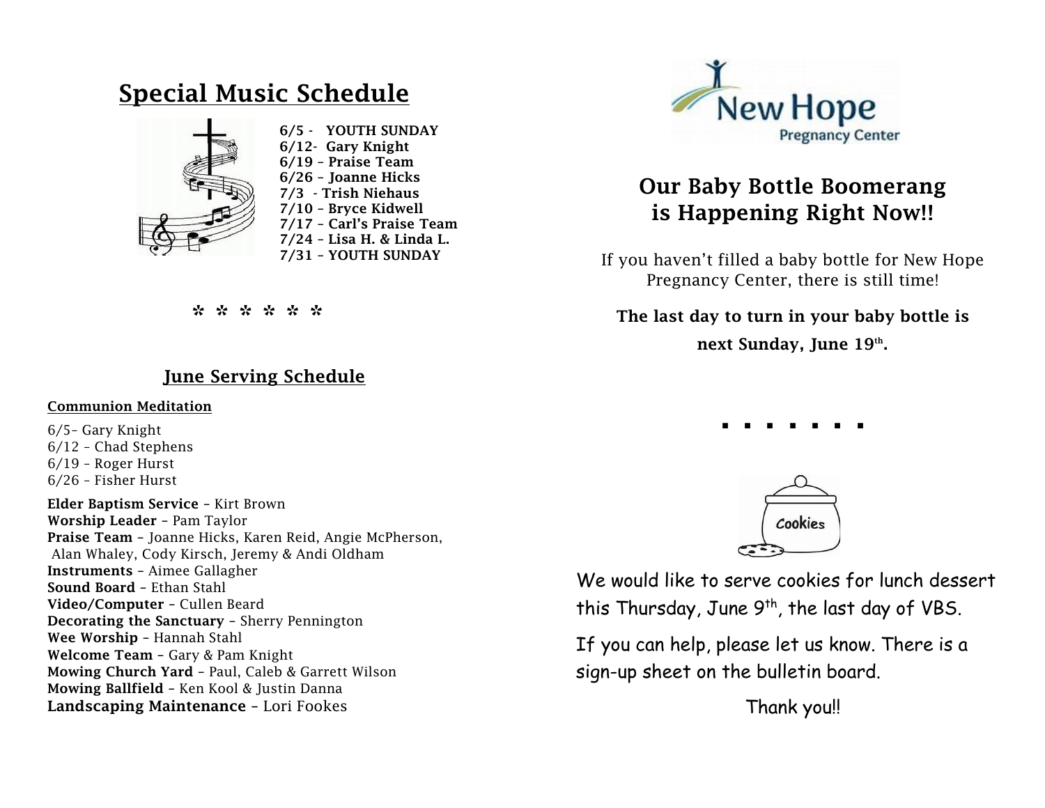## Special Music Schedule

**6/5 - YOUTH SUNDAY**
**6/12- Gary Knight**
**6/19 – Praise Team**
**6/26 – Joanne Hicks**
**7/3 - Trish Niehaus**
**7/10 – Bryce Kidwell**
**7/17 – Carl's Praise Team**
**7/24 – Lisa H. & Linda L.**
**7/31 – YOUTH SUNDAY**

✲ ✲ ✲ ✲ ✲ ✲

## June Serving Schedule

**Communion Meditation**

6/5– Gary Knight
6/12 – Chad Stephens
6/19 – Roger Hurst
6/26 – Fisher Hurst

**Elder Baptism Service** – Kirt Brown
**Worship Leader** – Pam Taylor
**Praise Team** – Joanne Hicks, Karen Reid, Angie McPherson, Alan Whaley, Cody Kirsch, Jeremy & Andi Oldham
**Instruments** – Aimee Gallagher
**Sound Board** – Ethan Stahl
**Video/Computer** – Cullen Beard
**Decorating the Sanctuary** – Sherry Pennington
**Wee Worship** – Hannah Stahl
**Welcome Team** – Gary & Pam Knight
**Mowing Church Yard** – Paul, Caleb & Garrett Wilson
**Mowing Ballfield** – Ken Kool & Justin Danna
**Landscaping Maintenance** – Lori Fookes

New Hope Pregnancy Center

## Our Baby Bottle Boomerang is Happening Right Now!!

If you haven't filled a baby bottle for New Hope Pregnancy Center, there is still time!

**The last day to turn in your baby bottle is next Sunday, June 19th.**

▪ ▪ ▪ ▪ ▪ ▪ ▪

We would like to serve cookies for lunch dessert this Thursday, June 9th, the last day of VBS.

If you can help, please let us know. There is a sign-up sheet on the bulletin board.

Thank you!!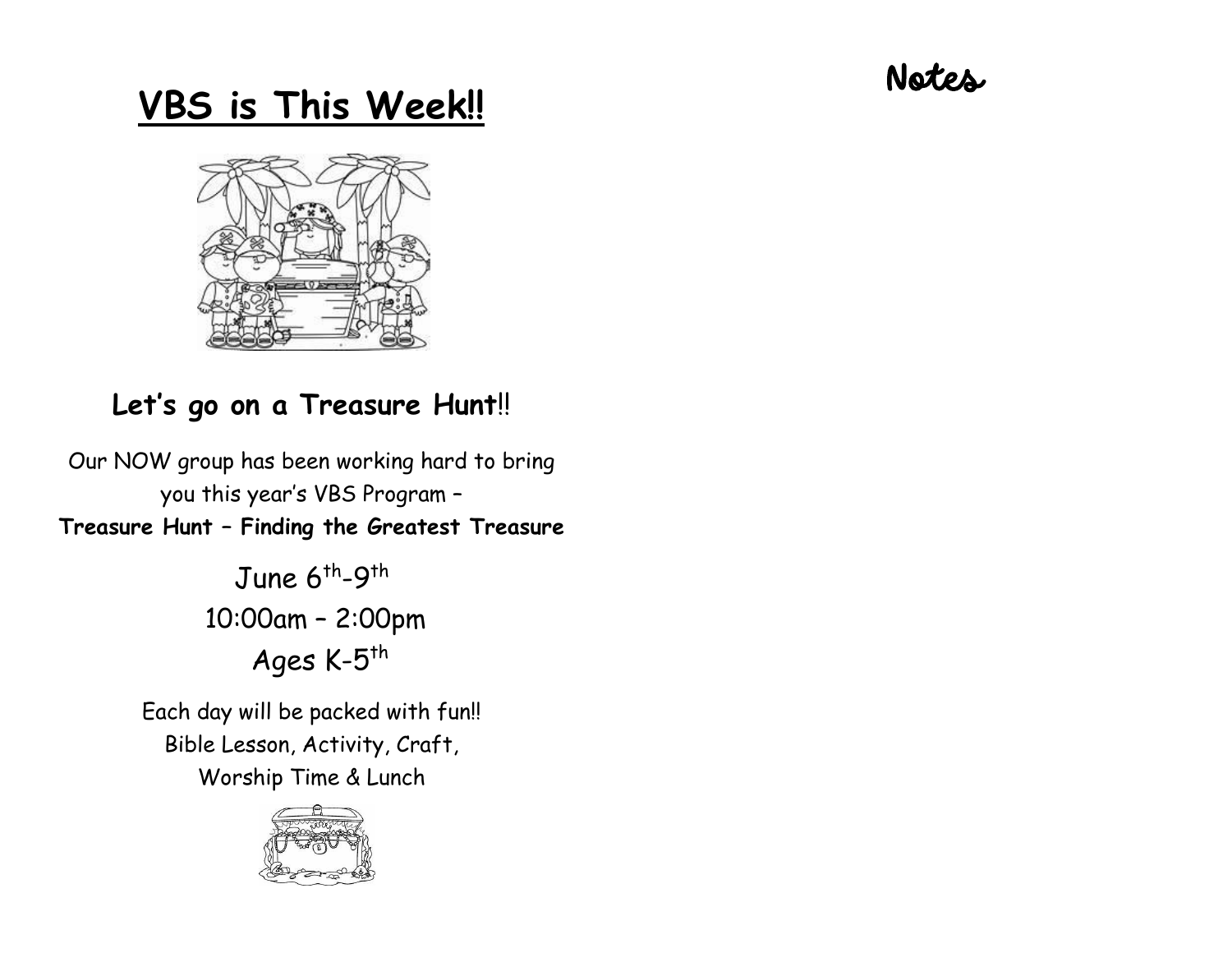# VBS is This Week!!

## Let's go on a Treasure Hunt!!

Our NOW group has been working hard to bring you this year's VBS Program –
**Treasure Hunt – Finding the Greatest Treasure**

June 6th-9th
10:00am – 2:00pm
Ages K-5th

Each day will be packed with fun!!
Bible Lesson, Activity, Craft,
Worship Time & Lunch

# Notes